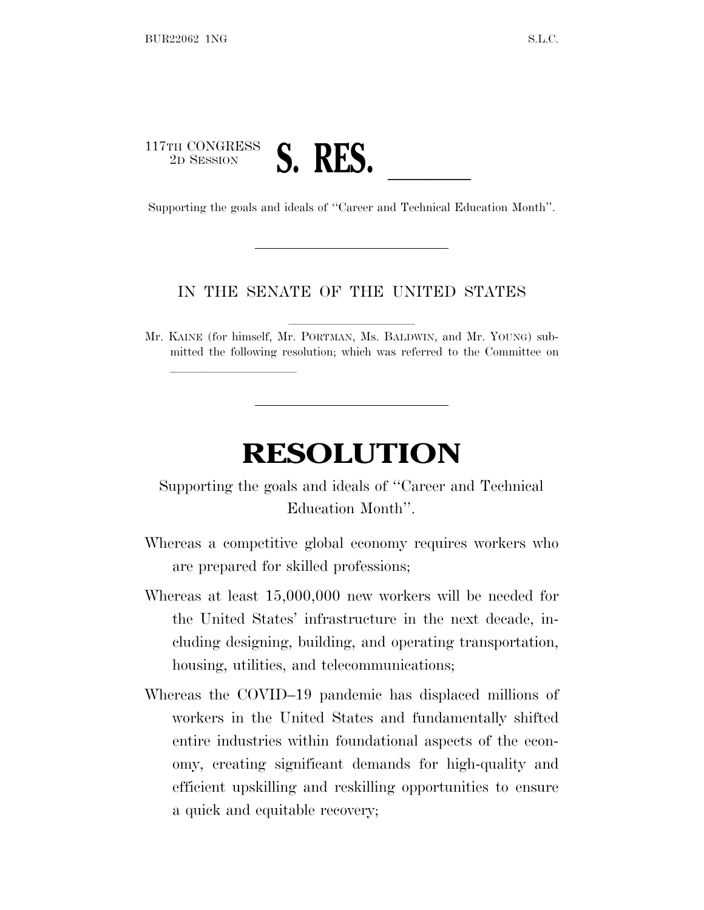117TH CONGRESS
2D SESSION

# S. RES. \_\_\_\_\_\_

Supporting the goals and ideals of "Career and Technical Education Month".

---

IN THE SENATE OF THE UNITED STATES

Mr. KAINE (for himself, Mr. PORTMAN, Ms. BALDWIN, and Mr. YOUNG) submitted the following resolution; which was referred to the Committee on \_\_\_\_\_\_\_\_\_\_

---

# RESOLUTION

Supporting the goals and ideals of "Career and Technical Education Month".

Whereas a competitive global economy requires workers who are prepared for skilled professions;

Whereas at least 15,000,000 new workers will be needed for the United States' infrastructure in the next decade, including designing, building, and operating transportation, housing, utilities, and telecommunications;

Whereas the COVID–19 pandemic has displaced millions of workers in the United States and fundamentally shifted entire industries within foundational aspects of the economy, creating significant demands for high-quality and efficient upskilling and reskilling opportunities to ensure a quick and equitable recovery;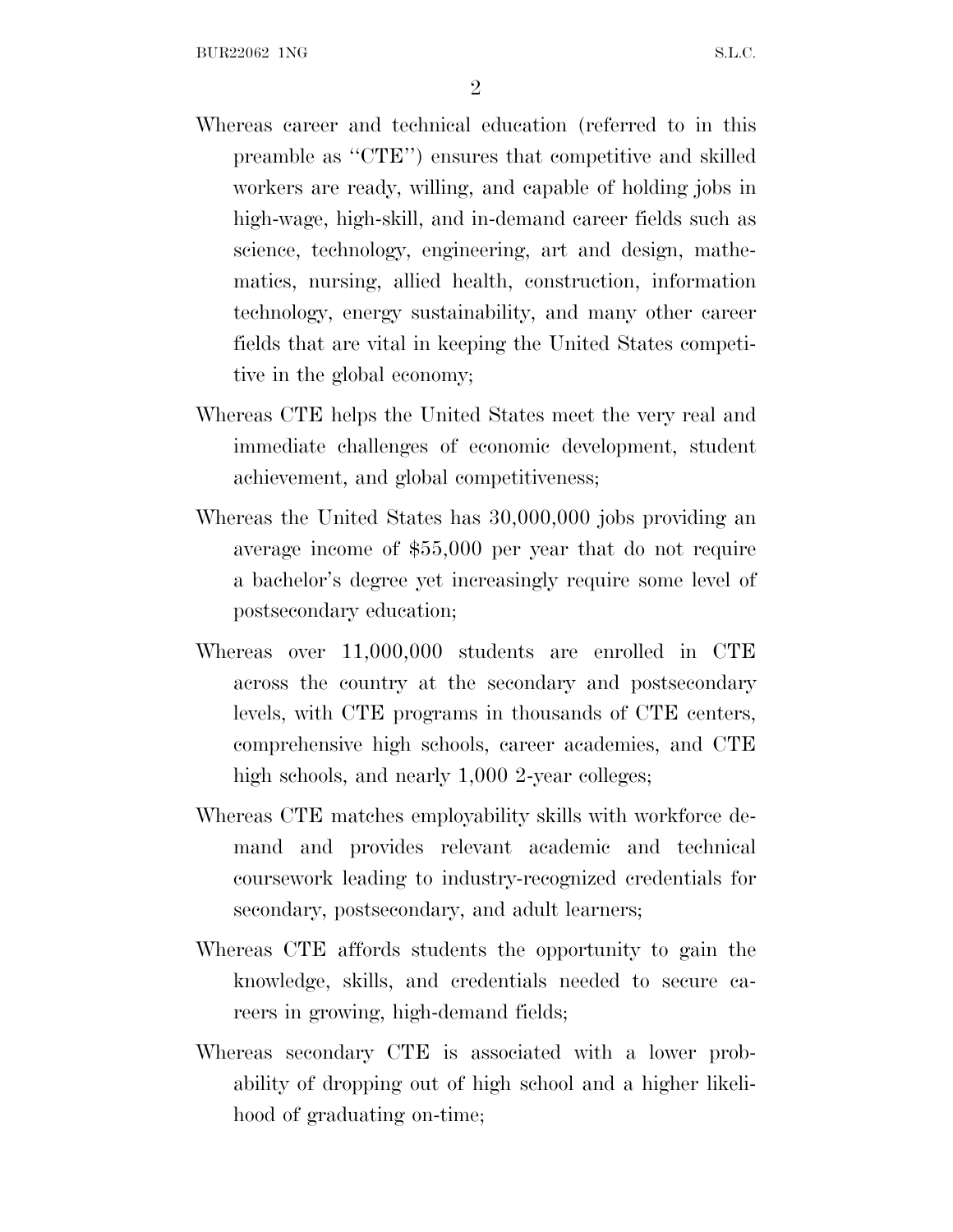Whereas career and technical education (referred to in this preamble as "CTE") ensures that competitive and skilled workers are ready, willing, and capable of holding jobs in high-wage, high-skill, and in-demand career fields such as science, technology, engineering, art and design, mathematics, nursing, allied health, construction, information technology, energy sustainability, and many other career fields that are vital in keeping the United States competitive in the global economy;

Whereas CTE helps the United States meet the very real and immediate challenges of economic development, student achievement, and global competitiveness;

Whereas the United States has 30,000,000 jobs providing an average income of $55,000 per year that do not require a bachelor's degree yet increasingly require some level of postsecondary education;

Whereas over 11,000,000 students are enrolled in CTE across the country at the secondary and postsecondary levels, with CTE programs in thousands of CTE centers, comprehensive high schools, career academies, and CTE high schools, and nearly 1,000 2-year colleges;

Whereas CTE matches employability skills with workforce demand and provides relevant academic and technical coursework leading to industry-recognized credentials for secondary, postsecondary, and adult learners;

Whereas CTE affords students the opportunity to gain the knowledge, skills, and credentials needed to secure careers in growing, high-demand fields;

Whereas secondary CTE is associated with a lower probability of dropping out of high school and a higher likelihood of graduating on-time;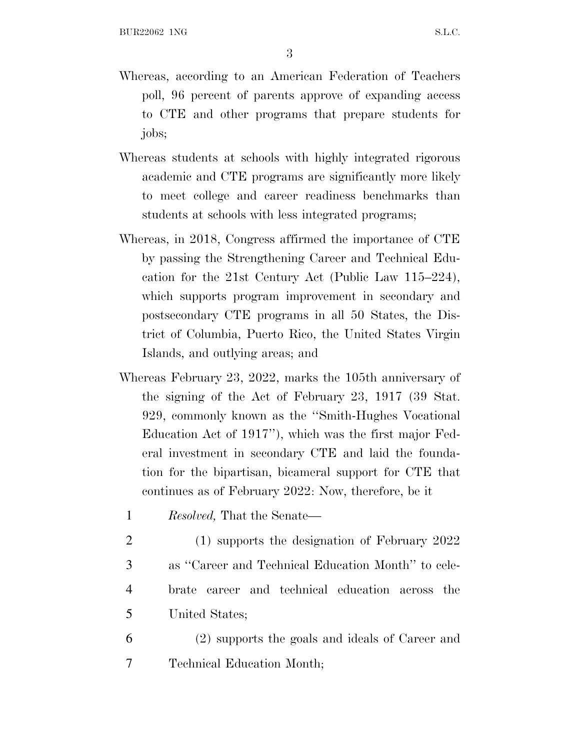Whereas, according to an American Federation of Teachers poll, 96 percent of parents approve of expanding access to CTE and other programs that prepare students for jobs;

Whereas students at schools with highly integrated rigorous academic and CTE programs are significantly more likely to meet college and career readiness benchmarks than students at schools with less integrated programs;

Whereas, in 2018, Congress affirmed the importance of CTE by passing the Strengthening Career and Technical Education for the 21st Century Act (Public Law 115–224), which supports program improvement in secondary and postsecondary CTE programs in all 50 States, the District of Columbia, Puerto Rico, the United States Virgin Islands, and outlying areas; and

Whereas February 23, 2022, marks the 105th anniversary of the signing of the Act of February 23, 1917 (39 Stat. 929, commonly known as the ''Smith-Hughes Vocational Education Act of 1917''), which was the first major Federal investment in secondary CTE and laid the foundation for the bipartisan, bicameral support for CTE that continues as of February 2022: Now, therefore, be it

*Resolved,* That the Senate—

(1) supports the designation of February 2022 as ''Career and Technical Education Month'' to celebrate career and technical education across the United States;

(2) supports the goals and ideals of Career and Technical Education Month;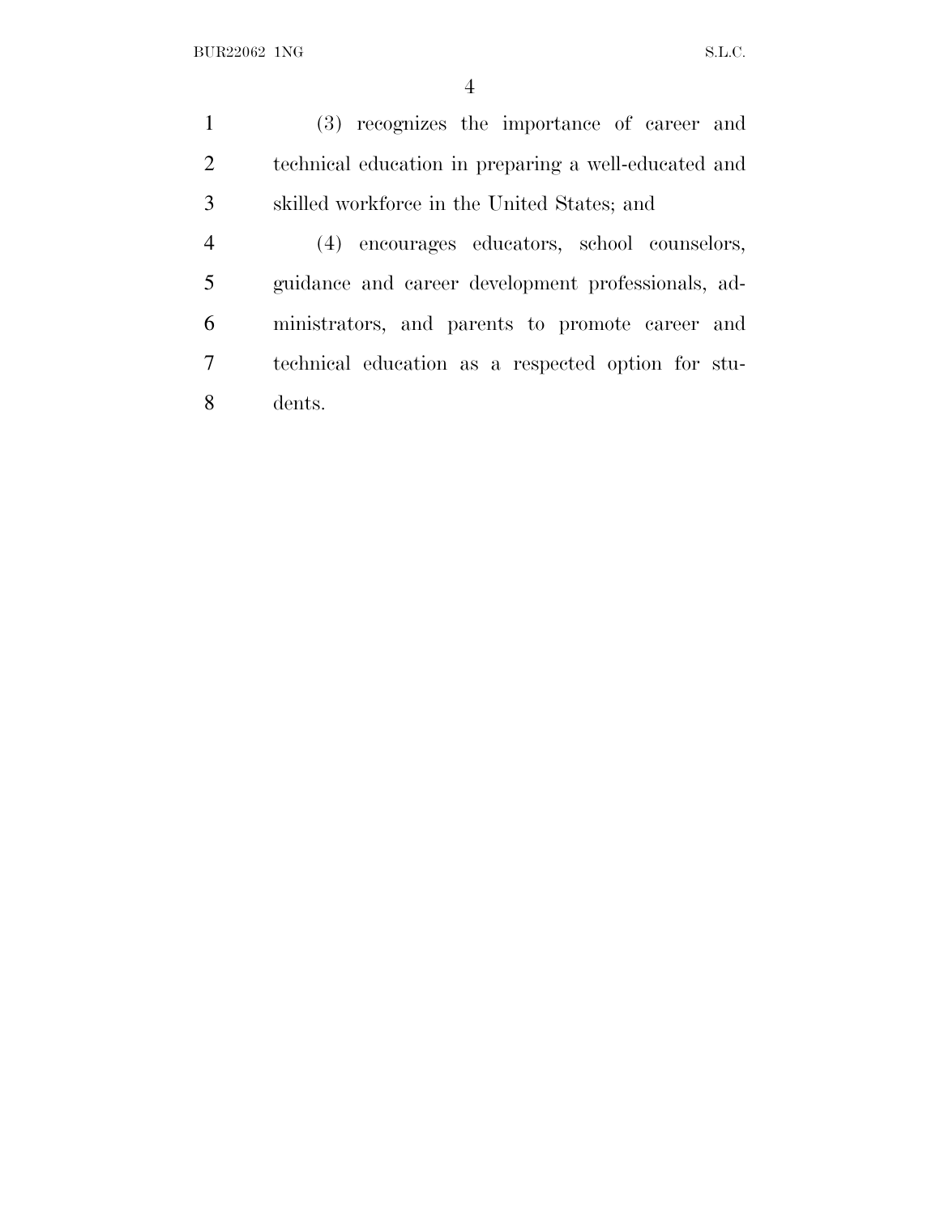(3) recognizes the importance of career and technical education in preparing a well-educated and skilled workforce in the United States; and

(4) encourages educators, school counselors, guidance and career development professionals, administrators, and parents to promote career and technical education as a respected option for students.